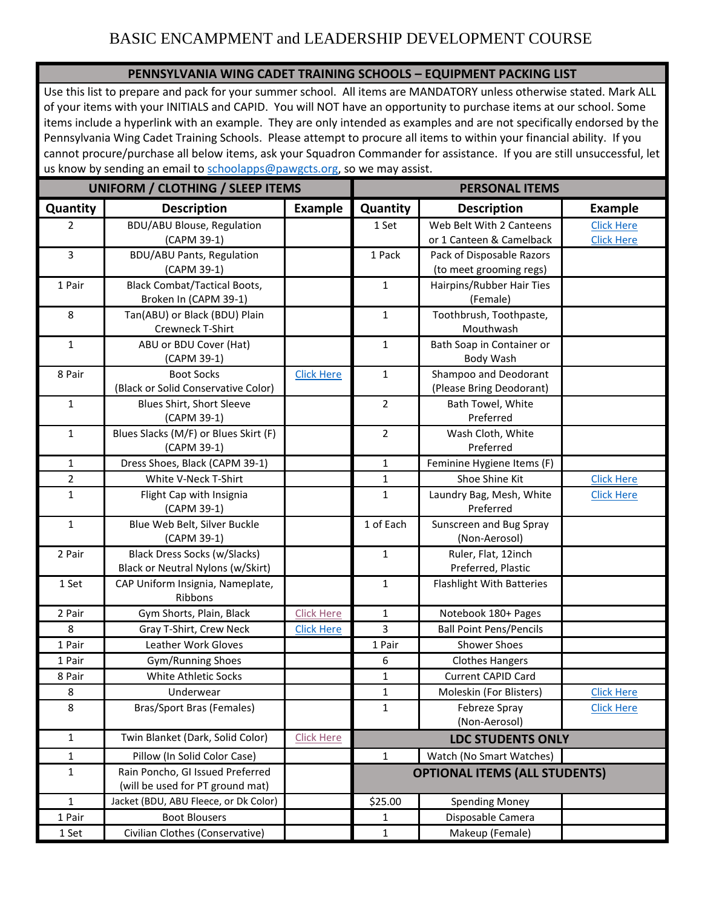# BASIC ENCAMPMENT and LEADERSHIP DEVELOPMENT COURSE

## PENNSYLVANIA WING CADET TRAINING SCHOOLS – EQUIPMENT PACKING LIST

Use this list to prepare and pack for your summer school. All items are MANDATORY unless otherwise stated. Mark ALL of your items with your INITIALS and CAPID. You will NOT have an opportunity to purchase items at our school. Some items include a hyperlink with an example. They are only intended as examples and are not specifically endorsed by the Pennsylvania Wing Cadet Training Schools. Please attempt to procure all items to within your financial ability. If you cannot procure/purchase all below items, ask your Squadron Commander for assistance. If you are still unsuccessful, let us know by sending an email to schoolapps@pawgcts.org, so we may assist.

| UNIFORM / CLOTHING / SLEEP ITEMS | | | PERSONAL ITEMS | | |
|---|---|---|---|---|---|
| **Quantity** | **Description** | **Example** | **Quantity** | **Description** | **Example** |
| 2 | BDU/ABU Blouse, Regulation (CAPM 39-1) | | 1 Set | Web Belt With 2 Canteens or 1 Canteen & Camelback | Click Here<br>Click Here |
| 3 | BDU/ABU Pants, Regulation (CAPM 39-1) | | 1 Pack | Pack of Disposable Razors (to meet grooming regs) | |
| 1 Pair | Black Combat/Tactical Boots, Broken In (CAPM 39-1) | | 1 | Hairpins/Rubber Hair Ties (Female) | |
| 8 | Tan(ABU) or Black (BDU) Plain Crewneck T-Shirt | | 1 | Toothbrush, Toothpaste, Mouthwash | |
| 1 | ABU or BDU Cover (Hat) (CAPM 39-1) | | 1 | Bath Soap in Container or Body Wash | |
| 8 Pair | Boot Socks (Black or Solid Conservative Color) | Click Here | 1 | Shampoo and Deodorant (Please Bring Deodorant) | |
| 1 | Blues Shirt, Short Sleeve (CAPM 39-1) | | 2 | Bath Towel, White Preferred | |
| 1 | Blues Slacks (M/F) or Blues Skirt (F) (CAPM 39-1) | | 2 | Wash Cloth, White Preferred | |
| 1 | Dress Shoes, Black (CAPM 39-1) | | 1 | Feminine Hygiene Items (F) | |
| 2 | White V-Neck T-Shirt | | 1 | Shoe Shine Kit | Click Here |
| 1 | Flight Cap with Insignia (CAPM 39-1) | | 1 | Laundry Bag, Mesh, White Preferred | Click Here |
| 1 | Blue Web Belt, Silver Buckle (CAPM 39-1) | | 1 of Each | Sunscreen and Bug Spray (Non-Aerosol) | |
| 2 Pair | Black Dress Socks (w/Slacks) Black or Neutral Nylons (w/Skirt) | | 1 | Ruler, Flat, 12inch Preferred, Plastic | |
| 1 Set | CAP Uniform Insignia, Nameplate, Ribbons | | 1 | Flashlight With Batteries | |
| 2 Pair | Gym Shorts, Plain, Black | Click Here | 1 | Notebook 180+ Pages | |
| 8 | Gray T-Shirt, Crew Neck | Click Here | 3 | Ball Point Pens/Pencils | |
| 1 Pair | Leather Work Gloves | | 1 Pair | Shower Shoes | |
| 1 Pair | Gym/Running Shoes | | 6 | Clothes Hangers | |
| 8 Pair | White Athletic Socks | | 1 | Current CAPID Card | |
| 8 | Underwear | | 1 | Moleskin (For Blisters) | Click Here |
| 8 | Bras/Sport Bras (Females) | | 1 | Febreze Spray (Non-Aerosol) | Click Here |
| 1 | Twin Blanket (Dark, Solid Color) | Click Here | **LDC STUDENTS ONLY** | | |
| 1 | Pillow (In Solid Color Case) | | 1 | Watch (No Smart Watches) | |
| 1 | Rain Poncho, GI Issued Preferred (will be used for PT ground mat) | | **OPTIONAL ITEMS (ALL STUDENTS)** | | |
| 1 | Jacket (BDU, ABU Fleece, or Dk Color) | | $25.00 | Spending Money | |
| 1 Pair | Boot Blousers | | 1 | Disposable Camera | |
| 1 Set | Civilian Clothes (Conservative) | | 1 | Makeup (Female) | |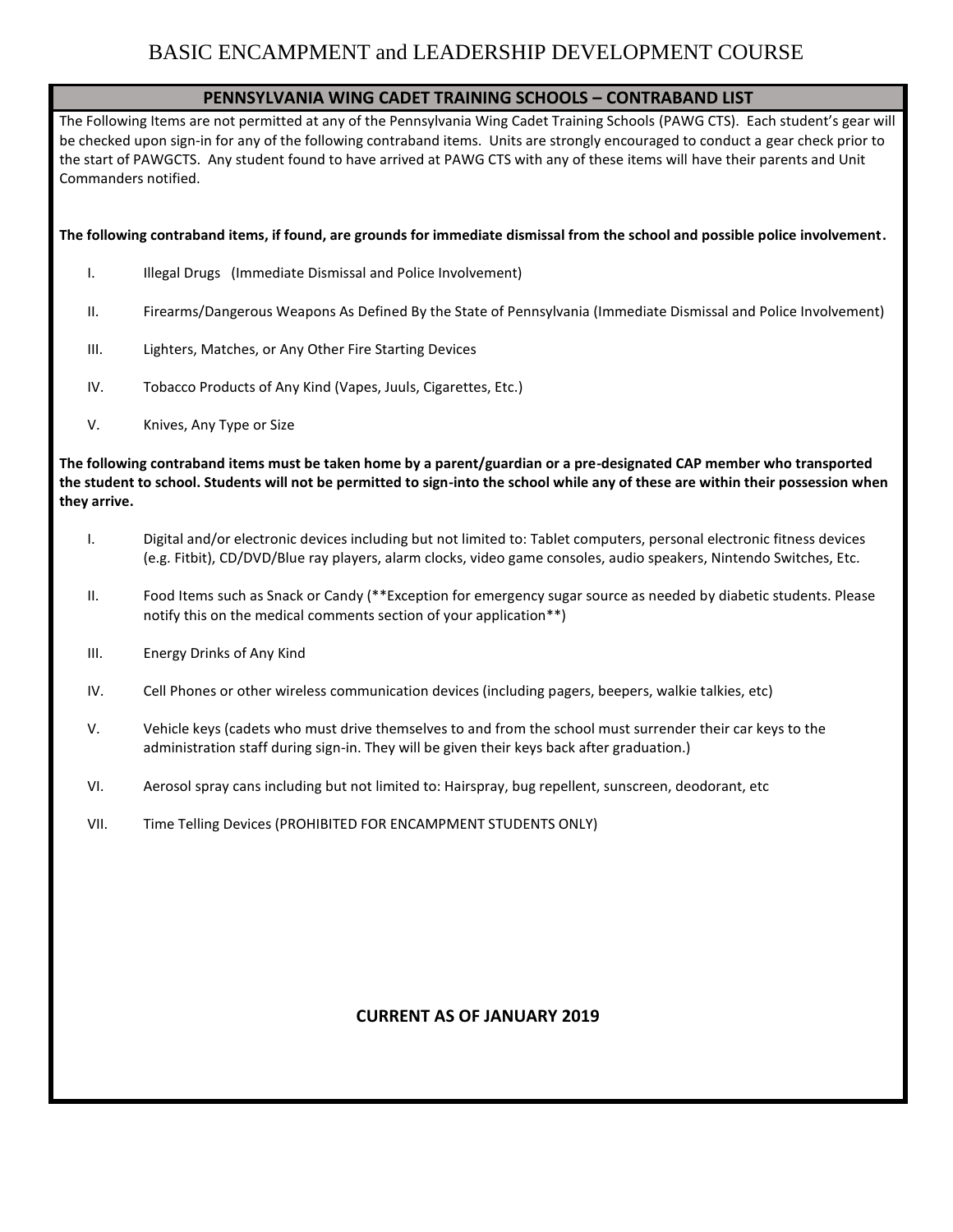# BASIC ENCAMPMENT and LEADERSHIP DEVELOPMENT COURSE

## PENNSYLVANIA WING CADET TRAINING SCHOOLS – CONTRABAND LIST

The Following Items are not permitted at any of the Pennsylvania Wing Cadet Training Schools (PAWG CTS). Each student's gear will be checked upon sign-in for any of the following contraband items. Units are strongly encouraged to conduct a gear check prior to the start of PAWGCTS. Any student found to have arrived at PAWG CTS with any of these items will have their parents and Unit Commanders notified.

**The following contraband items, if found, are grounds for immediate dismissal from the school and possible police involvement.**

I. Illegal Drugs (Immediate Dismissal and Police Involvement)

II. Firearms/Dangerous Weapons As Defined By the State of Pennsylvania (Immediate Dismissal and Police Involvement)

III. Lighters, Matches, or Any Other Fire Starting Devices

IV. Tobacco Products of Any Kind (Vapes, Juuls, Cigarettes, Etc.)

V. Knives, Any Type or Size

**The following contraband items must be taken home by a parent/guardian or a pre-designated CAP member who transported the student to school. Students will not be permitted to sign-into the school while any of these are within their possession when they arrive.**

I. Digital and/or electronic devices including but not limited to: Tablet computers, personal electronic fitness devices (e.g. Fitbit), CD/DVD/Blue ray players, alarm clocks, video game consoles, audio speakers, Nintendo Switches, Etc.

II. Food Items such as Snack or Candy (**Exception for emergency sugar source as needed by diabetic students. Please notify this on the medical comments section of your application**)

III. Energy Drinks of Any Kind

IV. Cell Phones or other wireless communication devices (including pagers, beepers, walkie talkies, etc)

V. Vehicle keys (cadets who must drive themselves to and from the school must surrender their car keys to the administration staff during sign-in. They will be given their keys back after graduation.)

VI. Aerosol spray cans including but not limited to: Hairspray, bug repellent, sunscreen, deodorant, etc

VII. Time Telling Devices (PROHIBITED FOR ENCAMPMENT STUDENTS ONLY)

**CURRENT AS OF JANUARY 2019**